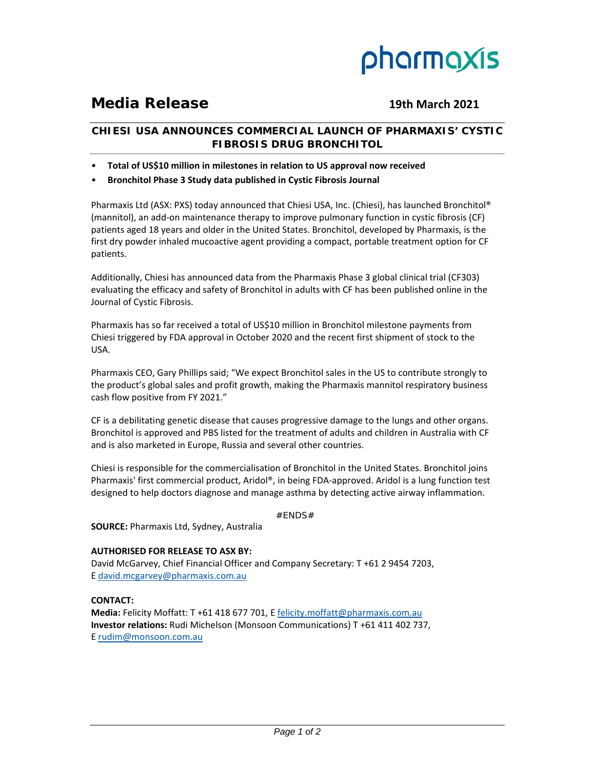pharmaxis

# Media Release

**19th March 2021**

## CHIESI USA ANNOUNCES COMMERCIAL LAUNCH OF PHARMAXIS' CYSTIC FIBROSIS DRUG BRONCHITOL

- **Total of US$10 million in milestones in relation to US approval now received**
- **Bronchitol Phase 3 Study data published in Cystic Fibrosis Journal**

Pharmaxis Ltd (ASX: PXS) today announced that Chiesi USA, Inc. (Chiesi), has launched Bronchitol® (mannitol), an add-on maintenance therapy to improve pulmonary function in cystic fibrosis (CF) patients aged 18 years and older in the United States. Bronchitol, developed by Pharmaxis, is the first dry powder inhaled mucoactive agent providing a compact, portable treatment option for CF patients.

Additionally, Chiesi has announced data from the Pharmaxis Phase 3 global clinical trial (CF303) evaluating the efficacy and safety of Bronchitol in adults with CF has been published online in the Journal of Cystic Fibrosis.

Pharmaxis has so far received a total of US$10 million in Bronchitol milestone payments from Chiesi triggered by FDA approval in October 2020 and the recent first shipment of stock to the USA.

Pharmaxis CEO, Gary Phillips said; "We expect Bronchitol sales in the US to contribute strongly to the product's global sales and profit growth, making the Pharmaxis mannitol respiratory business cash flow positive from FY 2021."

CF is a debilitating genetic disease that causes progressive damage to the lungs and other organs. Bronchitol is approved and PBS listed for the treatment of adults and children in Australia with CF and is also marketed in Europe, Russia and several other countries.

Chiesi is responsible for the commercialisation of Bronchitol in the United States. Bronchitol joins Pharmaxis' first commercial product, Aridol®, in being FDA-approved. Aridol is a lung function test designed to help doctors diagnose and manage asthma by detecting active airway inflammation.

#ENDS#

**SOURCE:** Pharmaxis Ltd, Sydney, Australia

**AUTHORISED FOR RELEASE TO ASX BY:**
David McGarvey, Chief Financial Officer and Company Secretary: T +61 2 9454 7203, E david.mcgarvey@pharmaxis.com.au

**CONTACT:**
**Media:** Felicity Moffatt: T +61 418 677 701, E felicity.moffatt@pharmaxis.com.au
**Investor relations:** Rudi Michelson (Monsoon Communications) T +61 411 402 737, E rudim@monsoon.com.au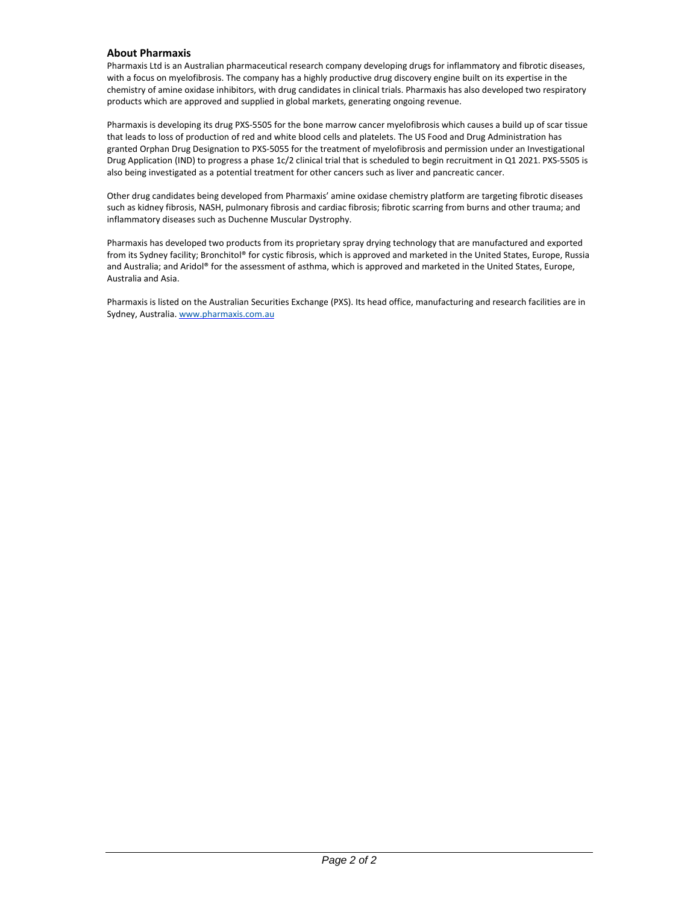## About Pharmaxis

Pharmaxis Ltd is an Australian pharmaceutical research company developing drugs for inflammatory and fibrotic diseases, with a focus on myelofibrosis. The company has a highly productive drug discovery engine built on its expertise in the chemistry of amine oxidase inhibitors, with drug candidates in clinical trials. Pharmaxis has also developed two respiratory products which are approved and supplied in global markets, generating ongoing revenue.

Pharmaxis is developing its drug PXS-5505 for the bone marrow cancer myelofibrosis which causes a build up of scar tissue that leads to loss of production of red and white blood cells and platelets. The US Food and Drug Administration has granted Orphan Drug Designation to PXS-5055 for the treatment of myelofibrosis and permission under an Investigational Drug Application (IND) to progress a phase 1c/2 clinical trial that is scheduled to begin recruitment in Q1 2021. PXS-5505 is also being investigated as a potential treatment for other cancers such as liver and pancreatic cancer.

Other drug candidates being developed from Pharmaxis' amine oxidase chemistry platform are targeting fibrotic diseases such as kidney fibrosis, NASH, pulmonary fibrosis and cardiac fibrosis; fibrotic scarring from burns and other trauma; and inflammatory diseases such as Duchenne Muscular Dystrophy.

Pharmaxis has developed two products from its proprietary spray drying technology that are manufactured and exported from its Sydney facility; Bronchitol® for cystic fibrosis, which is approved and marketed in the United States, Europe, Russia and Australia; and Aridol® for the assessment of asthma, which is approved and marketed in the United States, Europe, Australia and Asia.

Pharmaxis is listed on the Australian Securities Exchange (PXS). Its head office, manufacturing and research facilities are in Sydney, Australia. [www.pharmaxis.com.au](http://www.pharmaxis.com.au)